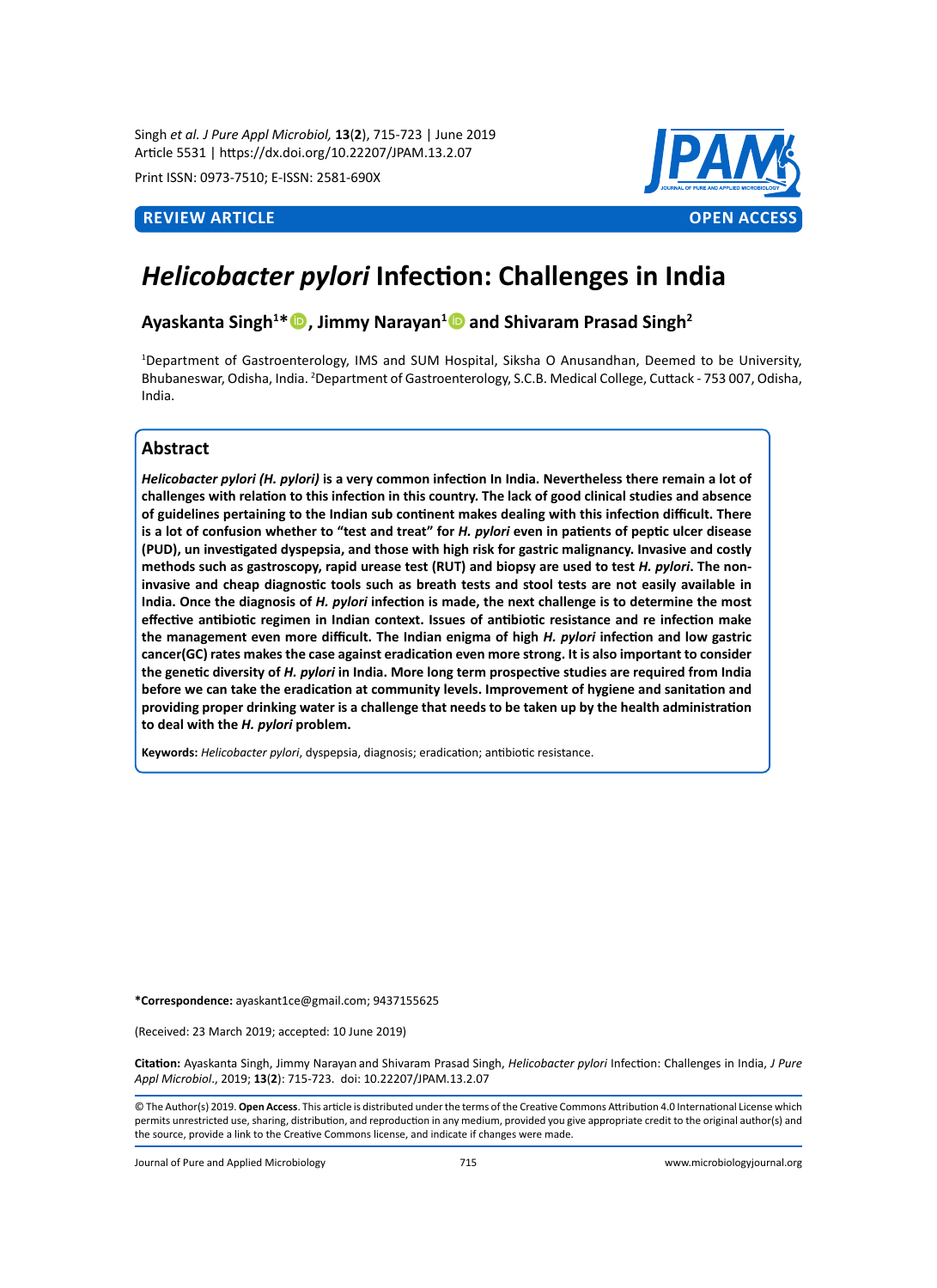REVIEW ARTICLE OPEN ACCESS

# *Helicobacter pylori* Infection: Challenges in India

**Ayaskanta Singh[1]\*, Jimmy Narayan[1] and Shivaram Prasad Singh[2]**

[1]Department of Gastroenterology, IMS and SUM Hospital, Siksha O Anusandhan, Deemed to be University, Bhubaneswar, Odisha, India. [2]Department of Gastroenterology, S.C.B. Medical College, Cuttack - 753 007, Odisha, India.

## Abstract

***Helicobacter pylori (H. pylori)* is a very common infection In India. Nevertheless there remain a lot of challenges with relation to this infection in this country. The lack of good clinical studies and absence of guidelines pertaining to the Indian sub continent makes dealing with this infection difficult. There is a lot of confusion whether to "test and treat" for *H. pylori* even in patients of peptic ulcer disease (PUD), un investigated dyspepsia, and those with high risk for gastric malignancy. Invasive and costly methods such as gastroscopy, rapid urease test (RUT) and biopsy are used to test *H. pylori*. The non-invasive and cheap diagnostic tools such as breath tests and stool tests are not easily available in India. Once the diagnosis of *H. pylori* infection is made, the next challenge is to determine the most effective antibiotic regimen in Indian context. Issues of antibiotic resistance and re infection make the management even more difficult. The Indian enigma of high *H. pylori* infection and low gastric cancer(GC) rates makes the case against eradication even more strong. It is also important to consider the genetic diversity of *H. pylori* in India. More long term prospective studies are required from India before we can take the eradication at community levels. Improvement of hygiene and sanitation and providing proper drinking water is a challenge that needs to be taken up by the health administration to deal with the *H. pylori* problem.**

**Keywords:** *Helicobacter pylori*, dyspepsia, diagnosis; eradication; antibiotic resistance.

**\*Correspondence:** ayaskant1ce@gmail.com; 9437155625

(Received: 23 March 2019; accepted: 10 June 2019)

**Citation:** Ayaskanta Singh, Jimmy Narayan and Shivaram Prasad Singh, *Helicobacter pylori* Infection: Challenges in India, *J Pure Appl Microbiol*., 2019; **13**(**2**): 715-723. doi: 10.22207/JPAM.13.2.07

© The Author(s) 2019. **Open Access**. This article is distributed under the terms of the Creative Commons Attribution 4.0 International License which permits unrestricted use, sharing, distribution, and reproduction in any medium, provided you give appropriate credit to the original author(s) and the source, provide a link to the Creative Commons license, and indicate if changes were made.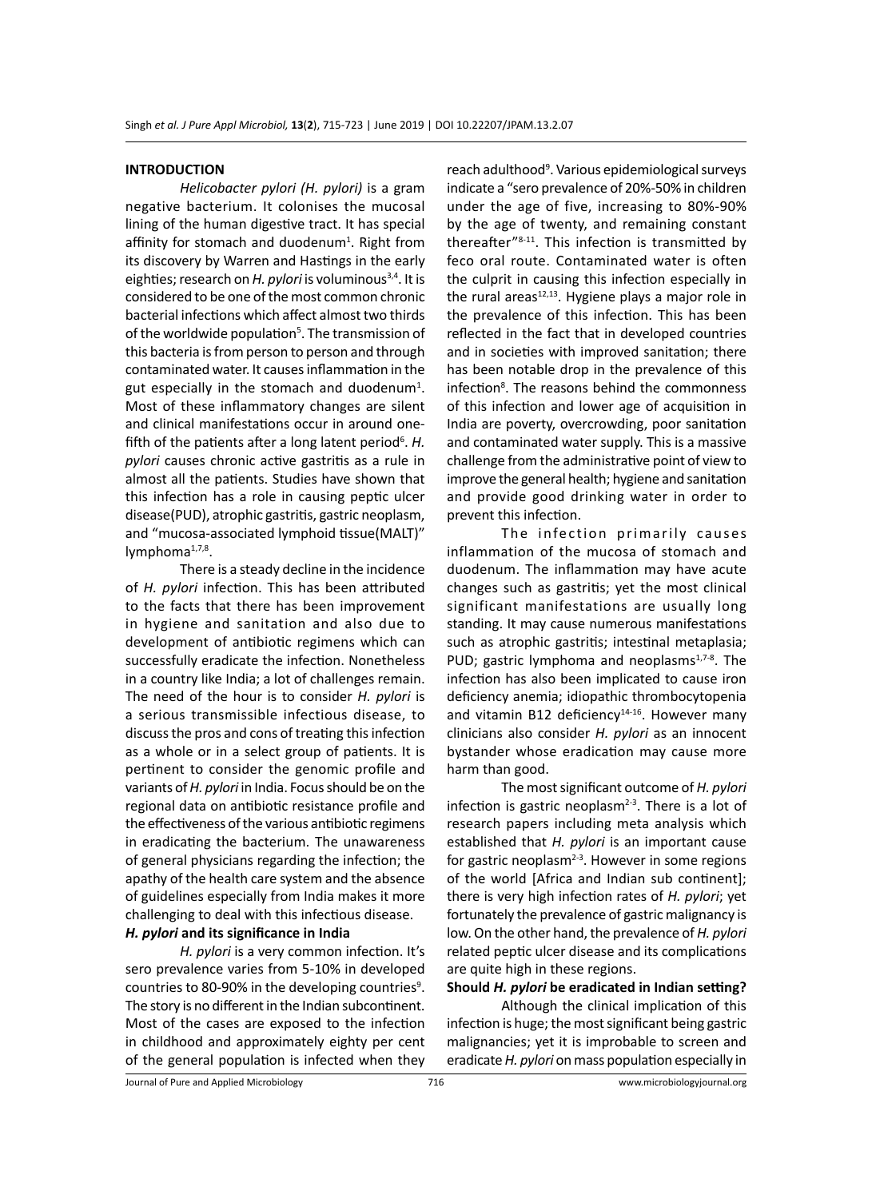## INTRODUCTION

*Helicobacter pylori (H. pylori)* is a gram negative bacterium. It colonises the mucosal lining of the human digestive tract. It has special affinity for stomach and duodenum[1]. Right from its discovery by Warren and Hastings in the early eighties; research on *H. pylori* is voluminous[3,4]. It is considered to be one of the most common chronic bacterial infections which affect almost two thirds of the worldwide population[5]. The transmission of this bacteria is from person to person and through contaminated water. It causes inflammation in the gut especially in the stomach and duodenum[1]. Most of these inflammatory changes are silent and clinical manifestations occur in around one-fifth of the patients after a long latent period[6]. *H. pylori* causes chronic active gastritis as a rule in almost all the patients. Studies have shown that this infection has a role in causing peptic ulcer disease(PUD), atrophic gastritis, gastric neoplasm, and "mucosa-associated lymphoid tissue(MALT)" lymphoma[1,7,8].

There is a steady decline in the incidence of *H. pylori* infection. This has been attributed to the facts that there has been improvement in hygiene and sanitation and also due to development of antibiotic regimens which can successfully eradicate the infection. Nonetheless in a country like India; a lot of challenges remain. The need of the hour is to consider *H. pylori* is a serious transmissible infectious disease, to discuss the pros and cons of treating this infection as a whole or in a select group of patients. It is pertinent to consider the genomic profile and variants of *H. pylori* in India. Focus should be on the regional data on antibiotic resistance profile and the effectiveness of the various antibiotic regimens in eradicating the bacterium. The unawareness of general physicians regarding the infection; the apathy of the health care system and the absence of guidelines especially from India makes it more challenging to deal with this infectious disease.

### *H. pylori* and its significance in India

*H. pylori* is a very common infection. It's sero prevalence varies from 5-10% in developed countries to 80-90% in the developing countries[9]. The story is no different in the Indian subcontinent. Most of the cases are exposed to the infection in childhood and approximately eighty per cent of the general population is infected when they reach adulthood[9]. Various epidemiological surveys indicate a "sero prevalence of 20%-50% in children under the age of five, increasing to 80%-90% by the age of twenty, and remaining constant thereafter"[8-11]. This infection is transmitted by feco oral route. Contaminated water is often the culprit in causing this infection especially in the rural areas[12,13]. Hygiene plays a major role in the prevalence of this infection. This has been reflected in the fact that in developed countries and in societies with improved sanitation; there has been notable drop in the prevalence of this infection[8]. The reasons behind the commonness of this infection and lower age of acquisition in India are poverty, overcrowding, poor sanitation and contaminated water supply. This is a massive challenge from the administrative point of view to improve the general health; hygiene and sanitation and provide good drinking water in order to prevent this infection.

The infection primarily causes inflammation of the mucosa of stomach and duodenum. The inflammation may have acute changes such as gastritis; yet the most clinical significant manifestations are usually long standing. It may cause numerous manifestations such as atrophic gastritis; intestinal metaplasia; PUD; gastric lymphoma and neoplasms[1,7-8]. The infection has also been implicated to cause iron deficiency anemia; idiopathic thrombocytopenia and vitamin B12 deficiency[14-16]. However many clinicians also consider *H. pylori* as an innocent bystander whose eradication may cause more harm than good.

The most significant outcome of *H. pylori* infection is gastric neoplasm[2-3]. There is a lot of research papers including meta analysis which established that *H. pylori* is an important cause for gastric neoplasm[2-3]. However in some regions of the world [Africa and Indian sub continent]; there is very high infection rates of *H. pylori*; yet fortunately the prevalence of gastric malignancy is low. On the other hand, the prevalence of *H. pylori* related peptic ulcer disease and its complications are quite high in these regions.

### Should *H. pylori* be eradicated in Indian setting?

Although the clinical implication of this infection is huge; the most significant being gastric malignancies; yet it is improbable to screen and eradicate *H. pylori* on mass population especially in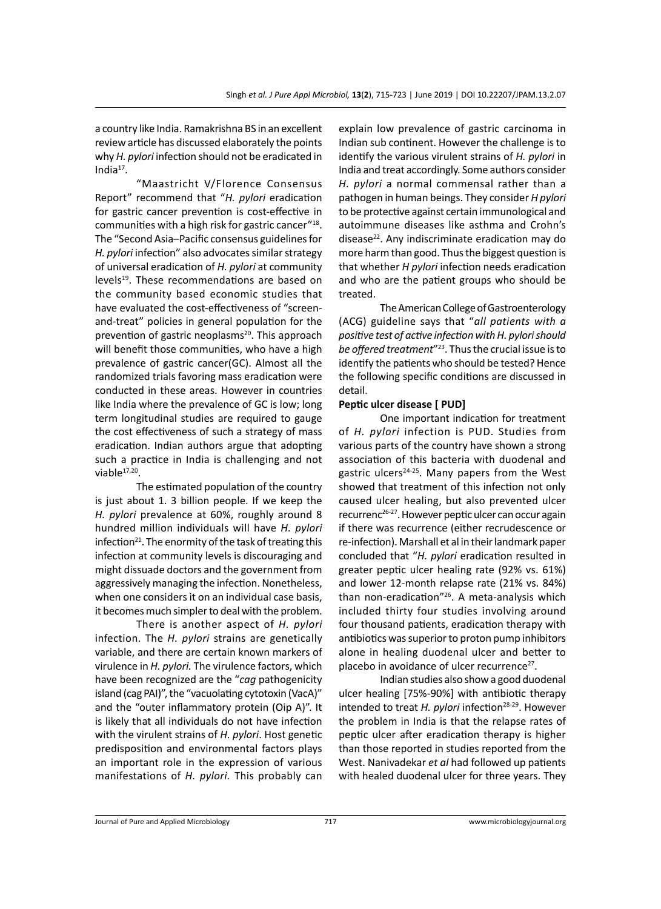a country like India. Ramakrishna BS in an excellent review article has discussed elaborately the points why *H. pylori* infection should not be eradicated in India[17].

"Maastricht V/Florence Consensus Report" recommend that "*H. pylori* eradication for gastric cancer prevention is cost-effective in communities with a high risk for gastric cancer"[18]. The "Second Asia–Pacific consensus guidelines for *H. pylori* infection" also advocates similar strategy of universal eradication of *H. pylori* at community levels[19]. These recommendations are based on the community based economic studies that have evaluated the cost-effectiveness of "screen-and-treat" policies in general population for the prevention of gastric neoplasms[20]. This approach will benefit those communities, who have a high prevalence of gastric cancer(GC). Almost all the randomized trials favoring mass eradication were conducted in these areas. However in countries like India where the prevalence of GC is low; long term longitudinal studies are required to gauge the cost effectiveness of such a strategy of mass eradication. Indian authors argue that adopting such a practice in India is challenging and not viable[17,20].

The estimated population of the country is just about 1. 3 billion people. If we keep the *H. pylori* prevalence at 60%, roughly around 8 hundred million individuals will have *H. pylori* infection[21]. The enormity of the task of treating this infection at community levels is discouraging and might dissuade doctors and the government from aggressively managing the infection. Nonetheless, when one considers it on an individual case basis, it becomes much simpler to deal with the problem.

There is another aspect of *H. pylori* infection. The *H. pylori* strains are genetically variable, and there are certain known markers of virulence in *H. pylori.* The virulence factors, which have been recognized are the "*cag* pathogenicity island (cag PAI)", the "vacuolating cytotoxin (VacA)" and the "outer inflammatory protein (Oip A)". It is likely that all individuals do not have infection with the virulent strains of *H. pylori*. Host genetic predisposition and environmental factors plays an important role in the expression of various manifestations of *H. pylori.* This probably can explain low prevalence of gastric carcinoma in Indian sub continent. However the challenge is to identify the various virulent strains of *H. pylori* in India and treat accordingly. Some authors consider *H. pylori* a normal commensal rather than a pathogen in human beings. They consider *H pylori* to be protective against certain immunological and autoimmune diseases like asthma and Crohn's disease[22]. Any indiscriminate eradication may do more harm than good. Thus the biggest question is that whether *H pylori* infection needs eradication and who are the patient groups who should be treated.

The American College of Gastroenterology (ACG) guideline says that "*all patients with a positive test of active infection with H. pylori should be offered treatment*"[23]. Thus the crucial issue is to identify the patients who should be tested? Hence the following specific conditions are discussed in detail.

**Peptic ulcer disease [ PUD]**

One important indication for treatment of *H. pylori* infection is PUD. Studies from various parts of the country have shown a strong association of this bacteria with duodenal and gastric ulcers[24-25]. Many papers from the West showed that treatment of this infection not only caused ulcer healing, but also prevented ulcer recurrenc[26-27]. However peptic ulcer can occur again if there was recurrence (either recrudescence or re-infection). Marshall et al in their landmark paper concluded that "*H. pylori* eradication resulted in greater peptic ulcer healing rate (92% vs. 61%) and lower 12-month relapse rate (21% vs. 84%) than non-eradication"[26]. A meta-analysis which included thirty four studies involving around four thousand patients, eradication therapy with antibiotics was superior to proton pump inhibitors alone in healing duodenal ulcer and better to placebo in avoidance of ulcer recurrence[27].

Indian studies also show a good duodenal ulcer healing [75%-90%] with antibiotic therapy intended to treat *H. pylori* infection[28-29]. However the problem in India is that the relapse rates of peptic ulcer after eradication therapy is higher than those reported in studies reported from the West. Nanivadekar *et al* had followed up patients with healed duodenal ulcer for three years. They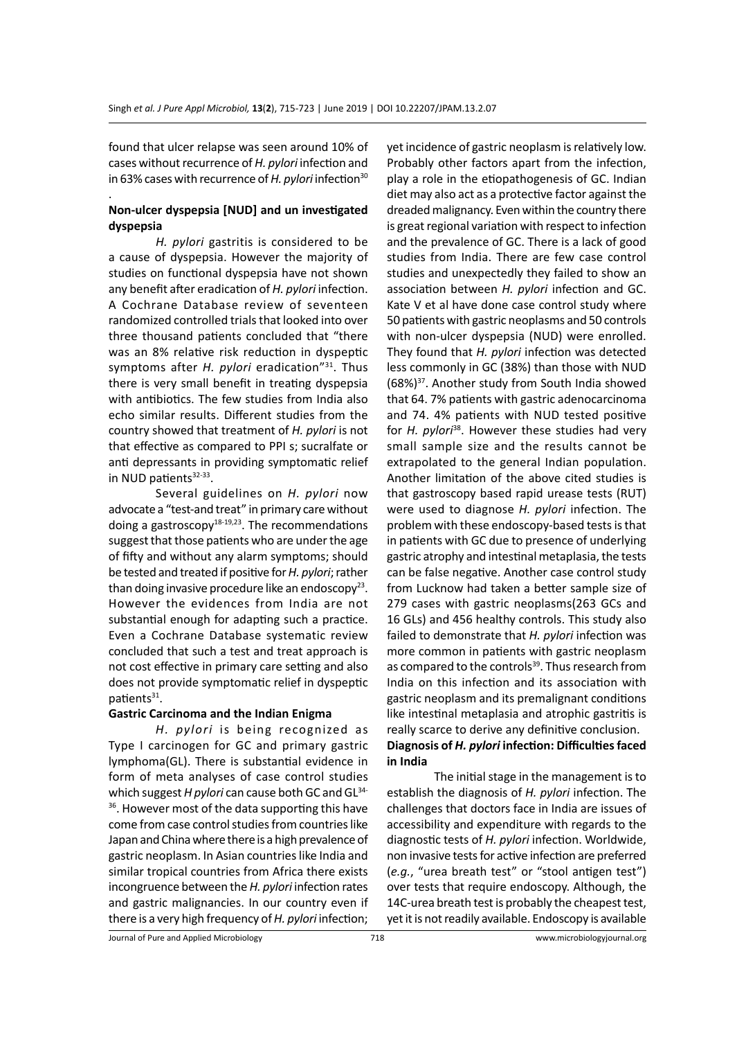found that ulcer relapse was seen around 10% of cases without recurrence of *H. pylori* infection and in 63% cases with recurrence of *H. pylori* infection[30].

## Non-ulcer dyspepsia [NUD] and un investigated dyspepsia

*H. pylori* gastritis is considered to be a cause of dyspepsia. However the majority of studies on functional dyspepsia have not shown any benefit after eradication of *H. pylori* infection. A Cochrane Database review of seventeen randomized controlled trials that looked into over three thousand patients concluded that "there was an 8% relative risk reduction in dyspeptic symptoms after *H. pylori* eradication"[31]. Thus there is very small benefit in treating dyspepsia with antibiotics. The few studies from India also echo similar results. Different studies from the country showed that treatment of *H. pylori* is not that effective as compared to PPI s; sucralfate or anti depressants in providing symptomatic relief in NUD patients[32-33].

Several guidelines on *H. pylori* now advocate a "test-and treat" in primary care without doing a gastroscopy[18-19,23]. The recommendations suggest that those patients who are under the age of fifty and without any alarm symptoms; should be tested and treated if positive for *H. pylori*; rather than doing invasive procedure like an endoscopy[23]. However the evidences from India are not substantial enough for adapting such a practice. Even a Cochrane Database systematic review concluded that such a test and treat approach is not cost effective in primary care setting and also does not provide symptomatic relief in dyspeptic patients[31].

## Gastric Carcinoma and the Indian Enigma

*H. pylori* is being recognized as Type I carcinogen for GC and primary gastric lymphoma(GL). There is substantial evidence in form of meta analyses of case control studies which suggest *H pylori* can cause both GC and GL[34-36]. However most of the data supporting this have come from case control studies from countries like Japan and China where there is a high prevalence of gastric neoplasm. In Asian countries like India and similar tropical countries from Africa there exists incongruence between the *H. pylori* infection rates and gastric malignancies. In our country even if there is a very high frequency of *H. pylori* infection; yet incidence of gastric neoplasm is relatively low. Probably other factors apart from the infection, play a role in the etiopathogenesis of GC. Indian diet may also act as a protective factor against the dreaded malignancy. Even within the country there is great regional variation with respect to infection and the prevalence of GC. There is a lack of good studies from India. There are few case control studies and unexpectedly they failed to show an association between *H. pylori* infection and GC. Kate V et al have done case control study where 50 patients with gastric neoplasms and 50 controls with non-ulcer dyspepsia (NUD) were enrolled. They found that *H. pylori* infection was detected less commonly in GC (38%) than those with NUD (68%)[37]. Another study from South India showed that 64. 7% patients with gastric adenocarcinoma and 74. 4% patients with NUD tested positive for *H. pylori*[38]. However these studies had very small sample size and the results cannot be extrapolated to the general Indian population. Another limitation of the above cited studies is that gastroscopy based rapid urease tests (RUT) were used to diagnose *H. pylori* infection. The problem with these endoscopy-based tests is that in patients with GC due to presence of underlying gastric atrophy and intestinal metaplasia, the tests can be false negative. Another case control study from Lucknow had taken a better sample size of 279 cases with gastric neoplasms(263 GCs and 16 GLs) and 456 healthy controls. This study also failed to demonstrate that *H. pylori* infection was more common in patients with gastric neoplasm as compared to the controls[39]. Thus research from India on this infection and its association with gastric neoplasm and its premalignant conditions like intestinal metaplasia and atrophic gastritis is really scarce to derive any definitive conclusion.

## Diagnosis of *H. pylori* infection: Difficulties faced in India

The initial stage in the management is to establish the diagnosis of *H. pylori* infection. The challenges that doctors face in India are issues of accessibility and expenditure with regards to the diagnostic tests of *H. pylori* infection. Worldwide, non invasive tests for active infection are preferred (*e.g.*, "urea breath test" or "stool antigen test") over tests that require endoscopy. Although, the 14C-urea breath test is probably the cheapest test, yet it is not readily available. Endoscopy is available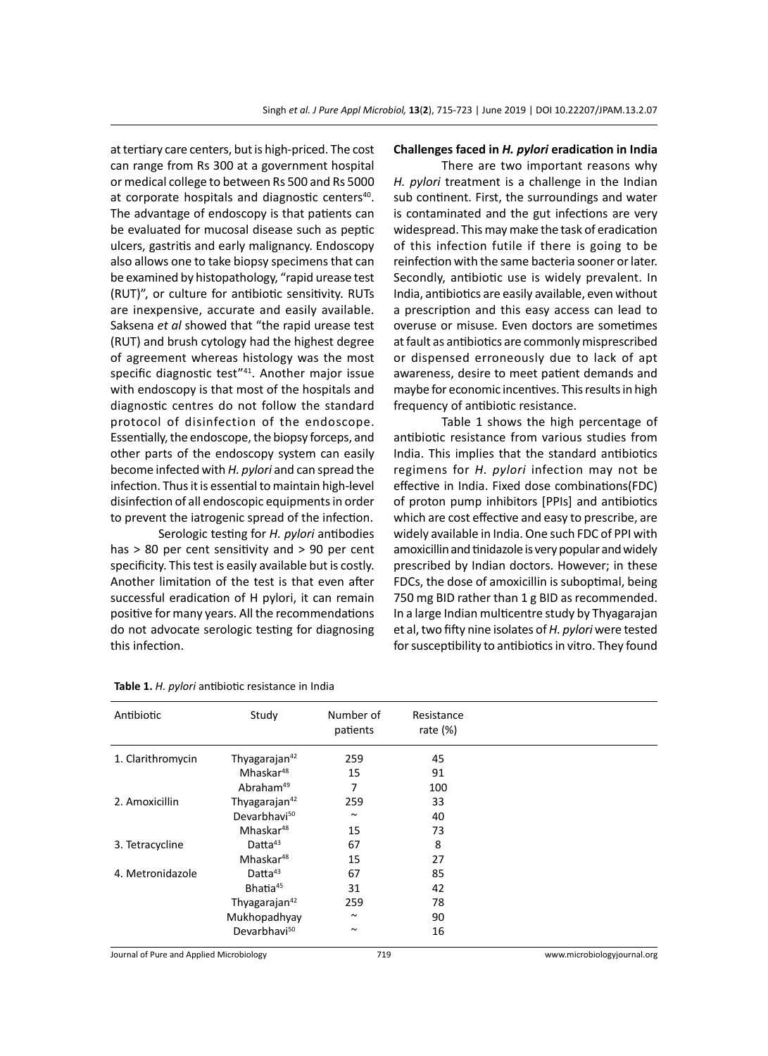at tertiary care centers, but is high-priced. The cost can range from Rs 300 at a government hospital or medical college to between Rs 500 and Rs 5000 at corporate hospitals and diagnostic centers[40]. The advantage of endoscopy is that patients can be evaluated for mucosal disease such as peptic ulcers, gastritis and early malignancy. Endoscopy also allows one to take biopsy specimens that can be examined by histopathology, "rapid urease test (RUT)", or culture for antibiotic sensitivity. RUTs are inexpensive, accurate and easily available. Saksena *et al* showed that "the rapid urease test (RUT) and brush cytology had the highest degree of agreement whereas histology was the most specific diagnostic test"[41]. Another major issue with endoscopy is that most of the hospitals and diagnostic centres do not follow the standard protocol of disinfection of the endoscope. Essentially, the endoscope, the biopsy forceps, and other parts of the endoscopy system can easily become infected with *H. pylori* and can spread the infection. Thus it is essential to maintain high-level disinfection of all endoscopic equipments in order to prevent the iatrogenic spread of the infection.

Serologic testing for *H. pylori* antibodies has > 80 per cent sensitivity and > 90 per cent specificity. This test is easily available but is costly. Another limitation of the test is that even after successful eradication of H pylori, it can remain positive for many years. All the recommendations do not advocate serologic testing for diagnosing this infection.

**Challenges faced in *H. pylori* eradication in India**

There are two important reasons why *H. pylori* treatment is a challenge in the Indian sub continent. First, the surroundings and water is contaminated and the gut infections are very widespread. This may make the task of eradication of this infection futile if there is going to be reinfection with the same bacteria sooner or later. Secondly, antibiotic use is widely prevalent. In India, antibiotics are easily available, even without a prescription and this easy access can lead to overuse or misuse. Even doctors are sometimes at fault as antibiotics are commonly misprescribed or dispensed erroneously due to lack of apt awareness, desire to meet patient demands and maybe for economic incentives. This results in high frequency of antibiotic resistance.

Table 1 shows the high percentage of antibiotic resistance from various studies from India. This implies that the standard antibiotics regimens for *H. pylori* infection may not be effective in India. Fixed dose combinations(FDC) of proton pump inhibitors [PPIs] and antibiotics which are cost effective and easy to prescribe, are widely available in India. One such FDC of PPI with amoxicillin and tinidazole is very popular and widely prescribed by Indian doctors. However; in these FDCs, the dose of amoxicillin is suboptimal, being 750 mg BID rather than 1 g BID as recommended. In a large Indian multicentre study by Thyagarajan et al, two fifty nine isolates of *H. pylori* were tested for susceptibility to antibiotics in vitro. They found

**Table 1.** *H. pylori* antibiotic resistance in India

| Antibiotic | Study | Number of patients | Resistance rate (%) |
|---|---|---|---|
| 1. Clarithromycin | Thyagarajan[42] | 259 | 45 |
| | Mhaskar[48] | 15 | 91 |
| | Abraham[49] | 7 | 100 |
| 2. Amoxicillin | Thyagarajan[42] | 259 | 33 |
| | Devarbhavi[50] | ~ | 40 |
| | Mhaskar[48] | 15 | 73 |
| 3. Tetracycline | Datta[43] | 67 | 8 |
| | Mhaskar[48] | 15 | 27 |
| 4. Metronidazole | Datta[43] | 67 | 85 |
| | Bhatia[45] | 31 | 42 |
| | Thyagarajan[42] | 259 | 78 |
| | Mukhopadhyay | ~ | 90 |
| | Devarbhavi[50] | ~ | 16 |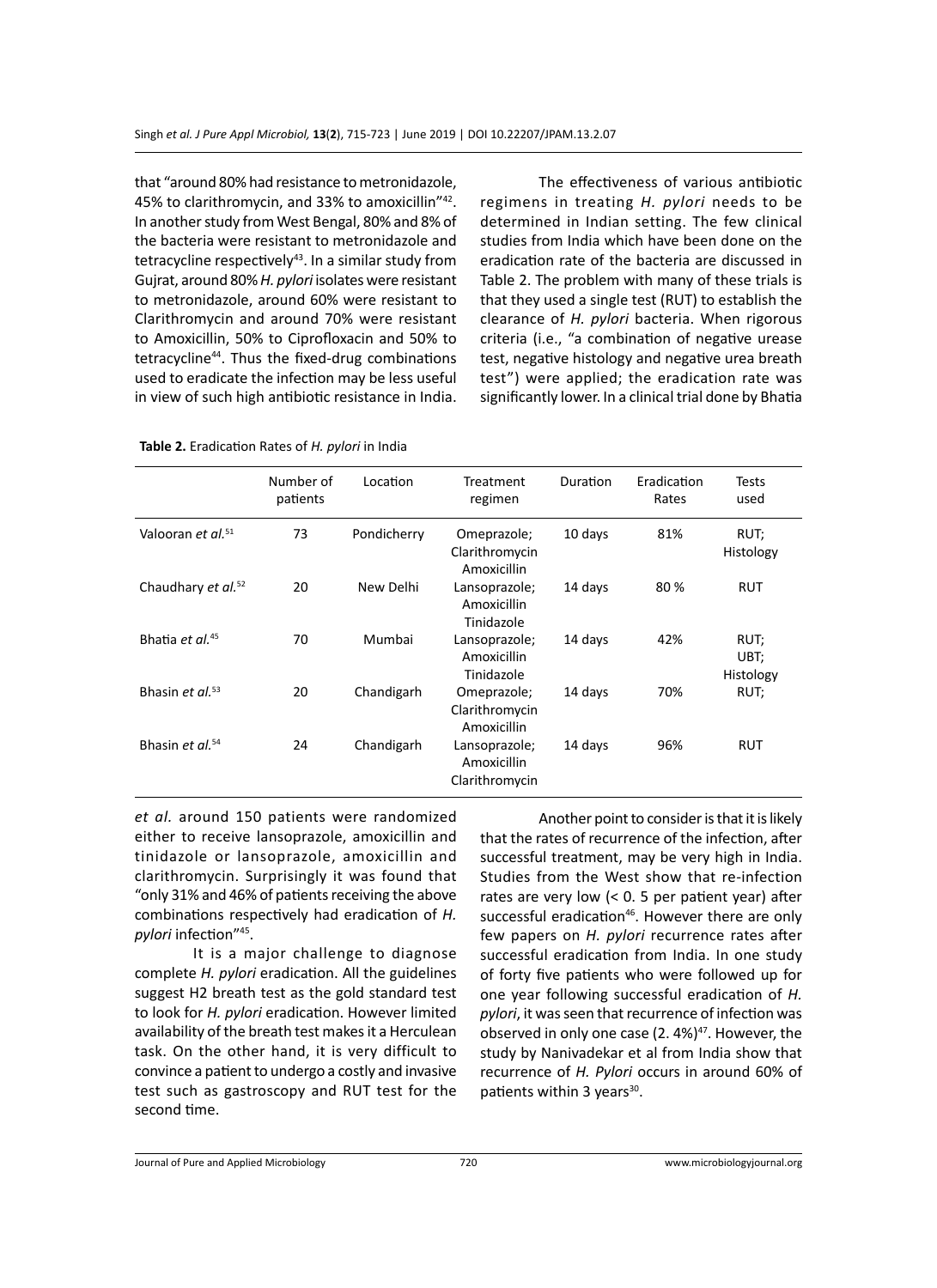that "around 80% had resistance to metronidazole, 45% to clarithromycin, and 33% to amoxicillin"[42]. In another study from West Bengal, 80% and 8% of the bacteria were resistant to metronidazole and tetracycline respectively[43]. In a similar study from Gujrat, around 80% *H. pylori* isolates were resistant to metronidazole, around 60% were resistant to Clarithromycin and around 70% were resistant to Amoxicillin, 50% to Ciprofloxacin and 50% to tetracycline[44]. Thus the fixed-drug combinations used to eradicate the infection may be less useful in view of such high antibiotic resistance in India.

The effectiveness of various antibiotic regimens in treating *H. pylori* needs to be determined in Indian setting. The few clinical studies from India which have been done on the eradication rate of the bacteria are discussed in Table 2. The problem with many of these trials is that they used a single test (RUT) to establish the clearance of *H. pylori* bacteria. When rigorous criteria (i.e., "a combination of negative urease test, negative histology and negative urea breath test") were applied; the eradication rate was significantly lower. In a clinical trial done by Bhatia *et al.* around 150 patients were randomized either to receive lansoprazole, amoxicillin and tinidazole or lansoprazole, amoxicillin and clarithromycin. Surprisingly it was found that "only 31% and 46% of patients receiving the above combinations respectively had eradication of *H. pylori* infection"[45].

**Table 2.** Eradication Rates of *H. pylori* in India

| | Number of patients | Location | Treatment regimen | Duration | Eradication Rates | Tests used |
|---|---|---|---|---|---|---|
| Valooran *et al.*[51] | 73 | Pondicherry | Omeprazole; Clarithromycin Amoxicillin | 10 days | 81% | RUT; Histology |
| Chaudhary *et al.*[52] | 20 | New Delhi | Lansoprazole; Amoxicillin Tinidazole | 14 days | 80 % | RUT |
| Bhatia *et al.*[45] | 70 | Mumbai | Lansoprazole; Amoxicillin Tinidazole | 14 days | 42% | RUT; UBT; Histology |
| Bhasin *et al.*[53] | 20 | Chandigarh | Omeprazole; Clarithromycin Amoxicillin | 14 days | 70% | RUT; |
| Bhasin *et al.*[54] | 24 | Chandigarh | Lansoprazole; Amoxicillin Clarithromycin | 14 days | 96% | RUT |

It is a major challenge to diagnose complete *H. pylori* eradication. All the guidelines suggest H2 breath test as the gold standard test to look for *H. pylori* eradication. However limited availability of the breath test makes it a Herculean task. On the other hand, it is very difficult to convince a patient to undergo a costly and invasive test such as gastroscopy and RUT test for the second time.

Another point to consider is that it is likely that the rates of recurrence of the infection, after successful treatment, may be very high in India. Studies from the West show that re-infection rates are very low (< 0. 5 per patient year) after successful eradication[46]. However there are only few papers on *H. pylori* recurrence rates after successful eradication from India. In one study of forty five patients who were followed up for one year following successful eradication of *H. pylori*, it was seen that recurrence of infection was observed in only one case (2. 4%)[47]. However, the study by Nanivadekar et al from India show that recurrence of *H. Pylori* occurs in around 60% of patients within 3 years[30].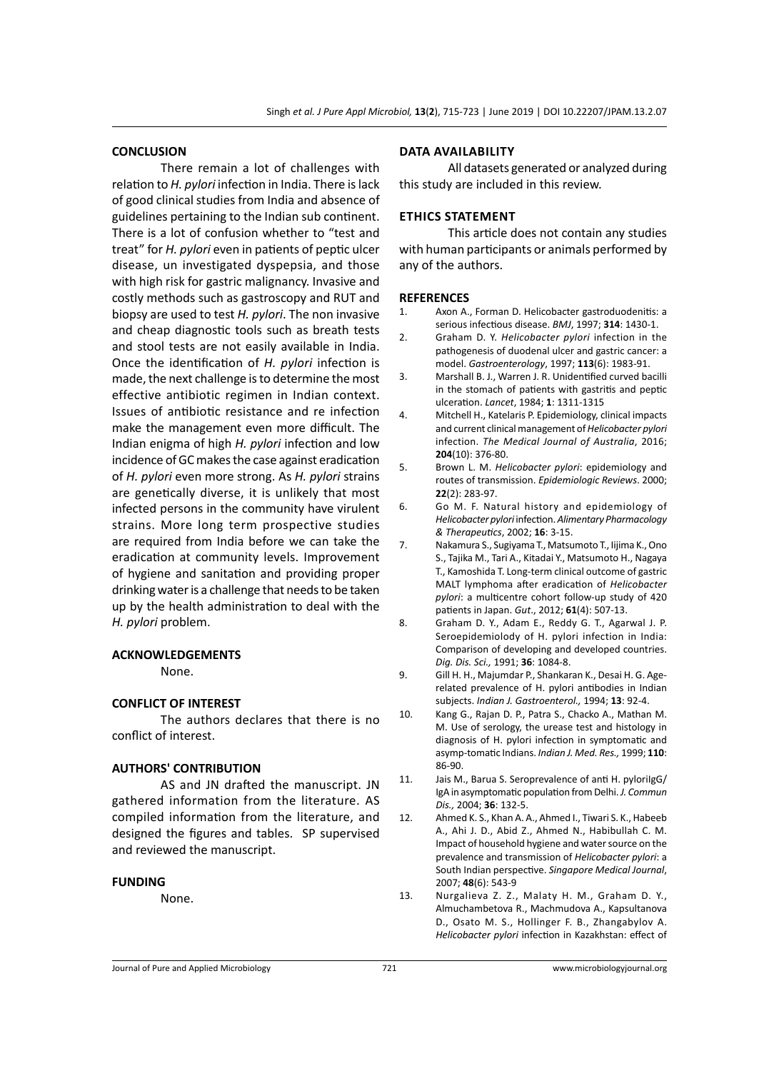## CONCLUSION

There remain a lot of challenges with relation to *H. pylori* infection in India. There is lack of good clinical studies from India and absence of guidelines pertaining to the Indian sub continent. There is a lot of confusion whether to "test and treat" for *H. pylori* even in patients of peptic ulcer disease, un investigated dyspepsia, and those with high risk for gastric malignancy. Invasive and costly methods such as gastroscopy and RUT and biopsy are used to test *H. pylori*. The non invasive and cheap diagnostic tools such as breath tests and stool tests are not easily available in India. Once the identification of *H. pylori* infection is made, the next challenge is to determine the most effective antibiotic regimen in Indian context. Issues of antibiotic resistance and re infection make the management even more difficult. The Indian enigma of high *H. pylori* infection and low incidence of GC makes the case against eradication of *H. pylori* even more strong. As *H. pylori* strains are genetically diverse, it is unlikely that most infected persons in the community have virulent strains. More long term prospective studies are required from India before we can take the eradication at community levels. Improvement of hygiene and sanitation and providing proper drinking water is a challenge that needs to be taken up by the health administration to deal with the *H. pylori* problem.

## ACKNOWLEDGEMENTS

None.

## CONFLICT OF INTEREST

The authors declares that there is no conflict of interest.

## AUTHORS' CONTRIBUTION

AS and JN drafted the manuscript. JN gathered information from the literature. AS compiled information from the literature, and designed the figures and tables. SP supervised and reviewed the manuscript.

## FUNDING

None.

## DATA AVAILABILITY

All datasets generated or analyzed during this study are included in this review.

## ETHICS STATEMENT

This article does not contain any studies with human participants or animals performed by any of the authors.

## REFERENCES

1. Axon A., Forman D. Helicobacter gastroduodenitis: a serious infectious disease. *BMJ*, 1997; **314**: 1430-1.
2. Graham D. Y. *Helicobacter pylori* infection in the pathogenesis of duodenal ulcer and gastric cancer: a model. *Gastroenterology*, 1997; **113**(6): 1983-91.
3. Marshall B. J., Warren J. R. Unidentified curved bacilli in the stomach of patients with gastritis and peptic ulceration. *Lancet*, 1984; **1**: 1311-1315
4. Mitchell H., Katelaris P. Epidemiology, clinical impacts and current clinical management of *Helicobacter pylori* infection. *The Medical Journal of Australia*, 2016; **204**(10): 376-80.
5. Brown L. M. *Helicobacter pylori*: epidemiology and routes of transmission. *Epidemiologic Reviews*. 2000; **22**(2): 283-97.
6. Go M. F. Natural history and epidemiology of *Helicobacter pylori* infection. *Alimentary Pharmacology & Therapeutics*, 2002; **16**: 3-15.
7. Nakamura S., Sugiyama T., Matsumoto T., Iijima K., Ono S., Tajika M., Tari A., Kitadai Y., Matsumoto H., Nagaya T., Kamoshida T. Long-term clinical outcome of gastric MALT lymphoma after eradication of *Helicobacter pylori*: a multicentre cohort follow-up study of 420 patients in Japan. *Gut*., 2012; **61**(4): 507-13.
8. Graham D. Y., Adam E., Reddy G. T., Agarwal J. P. Seroepidemiolody of H. pylori infection in India: Comparison of developing and developed countries. *Dig. Dis. Sci.,* 1991; **36**: 1084-8.
9. Gill H. H., Majumdar P., Shankaran K., Desai H. G. Age-related prevalence of H. pylori antibodies in Indian subjects. *Indian J. Gastroenterol.,* 1994; **13**: 92-4.
10. Kang G., Rajan D. P., Patra S., Chacko A., Mathan M. M. Use of serology, the urease test and histology in diagnosis of H. pylori infection in symptomatic and asymp-tomatic Indians. *Indian J. Med. Res.,* 1999; **110**: 86-90.
11. Jais M., Barua S. Seroprevalence of anti H. pyloriIgG/IgA in asymptomatic population from Delhi. *J. Commun Dis.,* 2004; **36**: 132-5.
12. Ahmed K. S., Khan A. A., Ahmed I., Tiwari S. K., Habeeb A., Ahi J. D., Abid Z., Ahmed N., Habibullah C. M. Impact of household hygiene and water source on the prevalence and transmission of *Helicobacter pylori*: a South Indian perspective. *Singapore Medical Journal*, 2007; **48**(6): 543-9
13. Nurgalieva Z. Z., Malaty H. M., Graham D. Y., Almuchambetova R., Machmudova A., Kapsultanova D., Osato M. S., Hollinger F. B., Zhangabylov A. *Helicobacter pylori* infection in Kazakhstan: effect of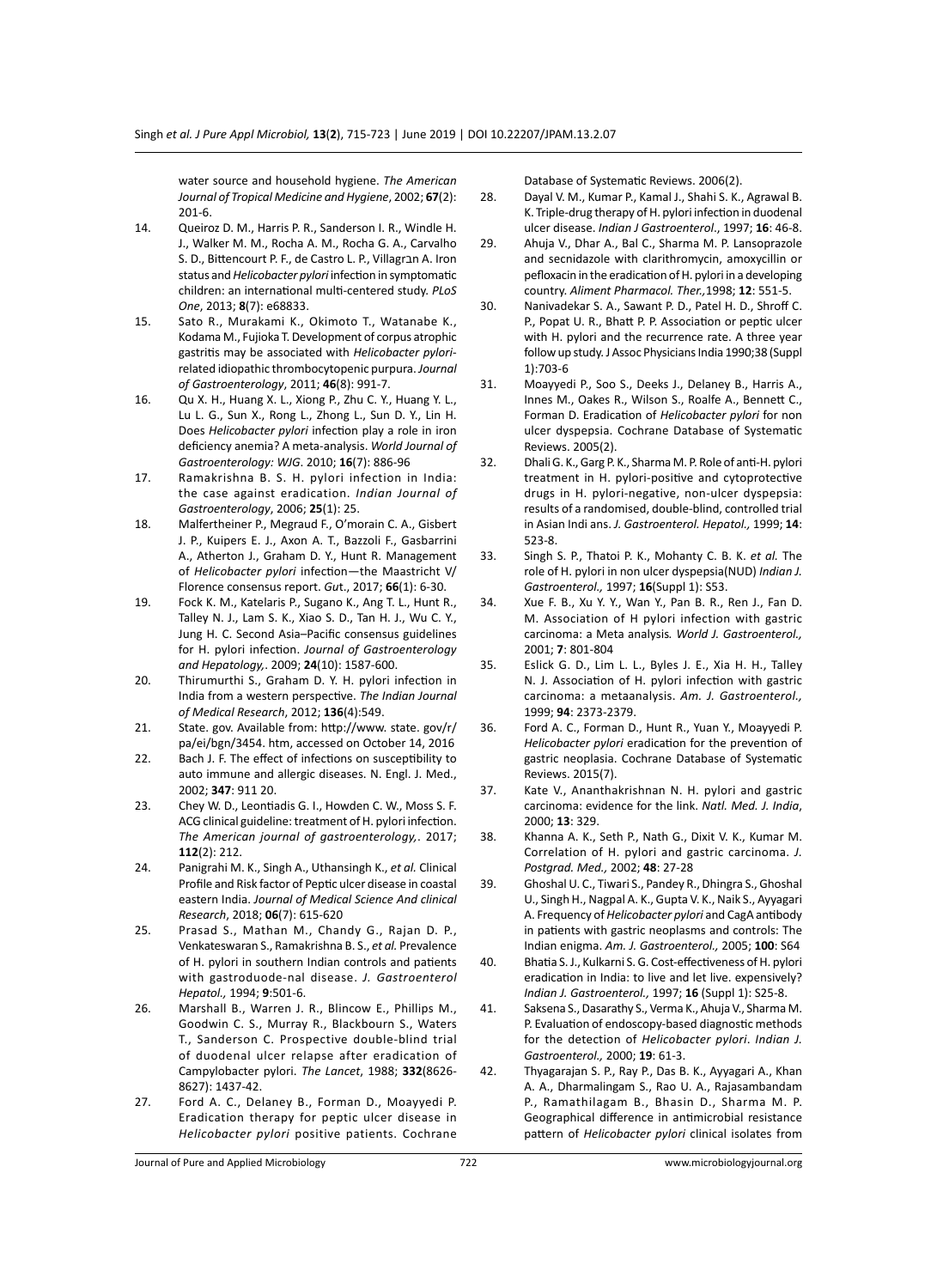water source and household hygiene. *The American Journal of Tropical Medicine and Hygiene*, 2002; **67**(2): 201-6.

14. Queiroz D. M., Harris P. R., Sanderson I. R., Windle H. J., Walker M. M., Rocha A. M., Rocha G. A., Carvalho S. D., Bittencourt P. F., de Castro L. P., Villagrבn A. Iron status and *Helicobacter pylori* infection in symptomatic children: an international multi-centered study. *PLoS One*, 2013; **8**(7): e68833.
15. Sato R., Murakami K., Okimoto T., Watanabe K., Kodama M., Fujioka T. Development of corpus atrophic gastritis may be associated with *Helicobacter pylori*-related idiopathic thrombocytopenic purpura. *Journal of Gastroenterology*, 2011; **46**(8): 991-7.
16. Qu X. H., Huang X. L., Xiong P., Zhu C. Y., Huang Y. L., Lu L. G., Sun X., Rong L., Zhong L., Sun D. Y., Lin H. Does *Helicobacter pylori* infection play a role in iron deficiency anemia? A meta-analysis. *World Journal of Gastroenterology: WJG*. 2010; **16**(7): 886-96
17. Ramakrishna B. S. H. pylori infection in India: the case against eradication. *Indian Journal of Gastroenterology*, 2006; **25**(1): 25.
18. Malfertheiner P., Megraud F., O'morain C. A., Gisbert J. P., Kuipers E. J., Axon A. T., Bazzoli F., Gasbarrini A., Atherton J., Graham D. Y., Hunt R. Management of *Helicobacter pylori* infection—the Maastricht V/ Florence consensus report. *Gut*., 2017; **66**(1): 6-30.
19. Fock K. M., Katelaris P., Sugano K., Ang T. L., Hunt R., Talley N. J., Lam S. K., Xiao S. D., Tan H. J., Wu C. Y., Jung H. C. Second Asia–Pacific consensus guidelines for H. pylori infection. *Journal of Gastroenterology and Hepatology,*. 2009; **24**(10): 1587-600.
20. Thirumurthi S., Graham D. Y. H. pylori infection in India from a western perspective. *The Indian Journal of Medical Research*, 2012; **136**(4):549.
21. State. gov. Available from: http://www. state. gov/r/ pa/ei/bgn/3454. htm, accessed on October 14, 2016
22. Bach J. F. The effect of infections on susceptibility to auto immune and allergic diseases. N. Engl. J. Med., 2002; **347**: 911 20.
23. Chey W. D., Leontiadis G. I., Howden C. W., Moss S. F. ACG clinical guideline: treatment of H. pylori infection. *The American journal of gastroenterology,*. 2017; **112**(2): 212.
24. Panigrahi M. K., Singh A., Uthansingh K., *et al.* Clinical Profile and Risk factor of Peptic ulcer disease in coastal eastern India. *Journal of Medical Science And clinical Research*, 2018; **06**(7): 615-620
25. Prasad S., Mathan M., Chandy G., Rajan D. P., Venkateswaran S., Ramakrishna B. S., *et al.* Prevalence of H. pylori in southern Indian controls and patients with gastroduode-nal disease. *J. Gastroenterol Hepatol.,* 1994; **9**:501-6.
26. Marshall B., Warren J. R., Blincow E., Phillips M., Goodwin C. S., Murray R., Blackbourn S., Waters T., Sanderson C. Prospective double-blind trial of duodenal ulcer relapse after eradication of Campylobacter pylori. *The Lancet*, 1988; **332**(8626-8627): 1437-42.
27. Ford A. C., Delaney B., Forman D., Moayyedi P. Eradication therapy for peptic ulcer disease in *Helicobacter pylori* positive patients. Cochrane Database of Systematic Reviews. 2006(2).
28. Dayal V. M., Kumar P., Kamal J., Shahi S. K., Agrawal B. K. Triple-drug therapy of H. pylori infection in duodenal ulcer disease. *Indian J Gastroenterol*., 1997; **16**: 46-8.
29. Ahuja V., Dhar A., Bal C., Sharma M. P. Lansoprazole and secnidazole with clarithromycin, amoxycillin or pefloxacin in the eradication of H. pylori in a developing country. *Aliment Pharmacol. Ther.,*1998; **12**: 551-5.
30. Nanivadekar S. A., Sawant P. D., Patel H. D., Shroff C. P., Popat U. R., Bhatt P. P. Association or peptic ulcer with H. pylori and the recurrence rate. A three year follow up study. J Assoc Physicians India 1990;38 (Suppl 1):703-6
31. Moayyedi P., Soo S., Deeks J., Delaney B., Harris A., Innes M., Oakes R., Wilson S., Roalfe A., Bennett C., Forman D. Eradication of *Helicobacter pylori* for non ulcer dyspepsia. Cochrane Database of Systematic Reviews. 2005(2).
32. Dhali G. K., Garg P. K., Sharma M. P. Role of anti-H. pylori treatment in H. pylori-positive and cytoprotective drugs in H. pylori-negative, non-ulcer dyspepsia: results of a randomised, double-blind, controlled trial in Asian Indi ans. *J. Gastroenterol. Hepatol.,* 1999; **14**: 523-8.
33. Singh S. P., Thatoi P. K., Mohanty C. B. K. *et al.* The role of H. pylori in non ulcer dyspepsia(NUD) *Indian J. Gastroenterol.,* 1997; **16**(Suppl 1): S53.
34. Xue F. B., Xu Y. Y., Wan Y., Pan B. R., Ren J., Fan D. M. Association of H pylori infection with gastric carcinoma: a Meta analysis*. World J. Gastroenterol.,* 2001; **7**: 801-804
35. Eslick G. D., Lim L. L., Byles J. E., Xia H. H., Talley N. J. Association of H. pylori infection with gastric carcinoma: a metaanalysis. *Am. J. Gastroenterol.,* 1999; **94**: 2373-2379.
36. Ford A. C., Forman D., Hunt R., Yuan Y., Moayyedi P. *Helicobacter pylori* eradication for the prevention of gastric neoplasia. Cochrane Database of Systematic Reviews. 2015(7).
37. Kate V., Ananthakrishnan N. H. pylori and gastric carcinoma: evidence for the link. *Natl. Med. J. India*, 2000; **13**: 329.
38. Khanna A. K., Seth P., Nath G., Dixit V. K., Kumar M. Correlation of H. pylori and gastric carcinoma. *J. Postgrad. Med.,* 2002; **48**: 27-28
39. Ghoshal U. C., Tiwari S., Pandey R., Dhingra S., Ghoshal U., Singh H., Nagpal A. K., Gupta V. K., Naik S., Ayyagari A. Frequency of *Helicobacter pylori* and CagA antibody in patients with gastric neoplasms and controls: The Indian enigma. *Am. J. Gastroenterol.,* 2005; **100**: S64
40. Bhatia S. J., Kulkarni S. G. Cost-effectiveness of H. pylori eradication in India: to live and let live. expensively? *Indian J. Gastroenterol.,* 1997; **16** (Suppl 1): S25-8.
41. Saksena S., Dasarathy S., Verma K., Ahuja V., Sharma M. P. Evaluation of endoscopy-based diagnostic methods for the detection of *Helicobacter pylori*. *Indian J. Gastroenterol.,* 2000; **19**: 61-3.
42. Thyagarajan S. P., Ray P., Das B. K., Ayyagari A., Khan A. A., Dharmalingam S., Rao U. A., Rajasambandam P., Ramathilagam B., Bhasin D., Sharma M. P. Geographical difference in antimicrobial resistance pattern of *Helicobacter pylori* clinical isolates from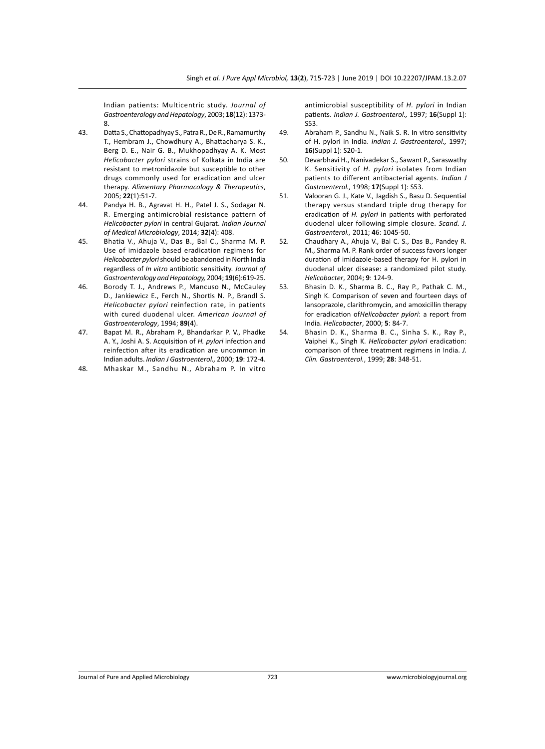Indian patients: Multicentric study. *Journal of Gastroenterology and Hepatology*, 2003; **18**(12): 1373-8.

43. Datta S., Chattopadhyay S., Patra R., De R., Ramamurthy T., Hembram J., Chowdhury A., Bhattacharya S. K., Berg D. E., Nair G. B., Mukhopadhyay A. K. Most *Helicobacter pylori* strains of Kolkata in India are resistant to metronidazole but susceptible to other drugs commonly used for eradication and ulcer therapy. *Alimentary Pharmacology & Therapeutics*, 2005; **22**(1):51-7.
44. Pandya H. B., Agravat H. H., Patel J. S., Sodagar N. R. Emerging antimicrobial resistance pattern of *Helicobacter pylori* in central Gujarat. *Indian Journal of Medical Microbiology*, 2014; **32**(4): 408.
45. Bhatia V., Ahuja V., Das B., Bal C., Sharma M. P. Use of imidazole based eradication regimens for *Helicobacter pylori* should be abandoned in North India regardless of *In vitro* antibiotic sensitivity. *Journal of Gastroenterology and Hepatology,* 2004; **19**(6):619-25.
46. Borody T. J., Andrews P., Mancuso N., McCauley D., Jankiewicz E., Ferch N., Shortis N. P., Brandl S. *Helicobacter pylori* reinfection rate, in patients with cured duodenal ulcer. *American Journal of Gastroenterology*, 1994; **89**(4).
47. Bapat M. R., Abraham P., Bhandarkar P. V., Phadke A. Y., Joshi A. S. Acquisition of *H. pylori* infection and reinfection after its eradication are uncommon in Indian adults. *Indian J Gastroenterol.,* 2000; **19**: 172-4.
48. Mhaskar M., Sandhu N., Abraham P. In vitro antimicrobial susceptibility of *H. pylori* in Indian patients. *Indian J. Gastroenterol.,* 1997; **16**(Suppl 1): S53.
49. Abraham P., Sandhu N., Naik S. R. In vitro sensitivity of H. pylori in India. *Indian J. Gastroenterol.,* 1997; **16**(Suppl 1): S20-1.
50. Devarbhavi H., Nanivadekar S., Sawant P., Saraswathy K. Sensitivity of *H. pylori* isolates from Indian patients to different antibacterial agents. *Indian J Gastroenterol.,* 1998; **17**(Suppl 1): S53.
51. Valooran G. J., Kate V., Jagdish S., Basu D. Sequential therapy versus standard triple drug therapy for eradication of *H. pylori* in patients with perforated duodenal ulcer following simple closure. *Scand. J. Gastroenterol.,* 2011; **4**6: 1045-50.
52. Chaudhary A., Ahuja V., Bal C. S., Das B., Pandey R. M., Sharma M. P. Rank order of success favors longer duration of imidazole-based therapy for H. pylori in duodenal ulcer disease: a randomized pilot study. *Helicobacter*, 2004; **9**: 124-9.
53. Bhasin D. K., Sharma B. C., Ray P., Pathak C. M., Singh K. Comparison of seven and fourteen days of lansoprazole, clarithromycin, and amoxicillin therapy for eradication of*Helicobacter pylori*: a report from India. *Helicobacter*, 2000; **5**: 84-7.
54. Bhasin D. K., Sharma B. C., Sinha S. K., Ray P., Vaiphei K., Singh K. *Helicobacter pylori* eradication: comparison of three treatment regimens in India. *J. Clin. Gastroenterol.*, 1999; **28**: 348-51.